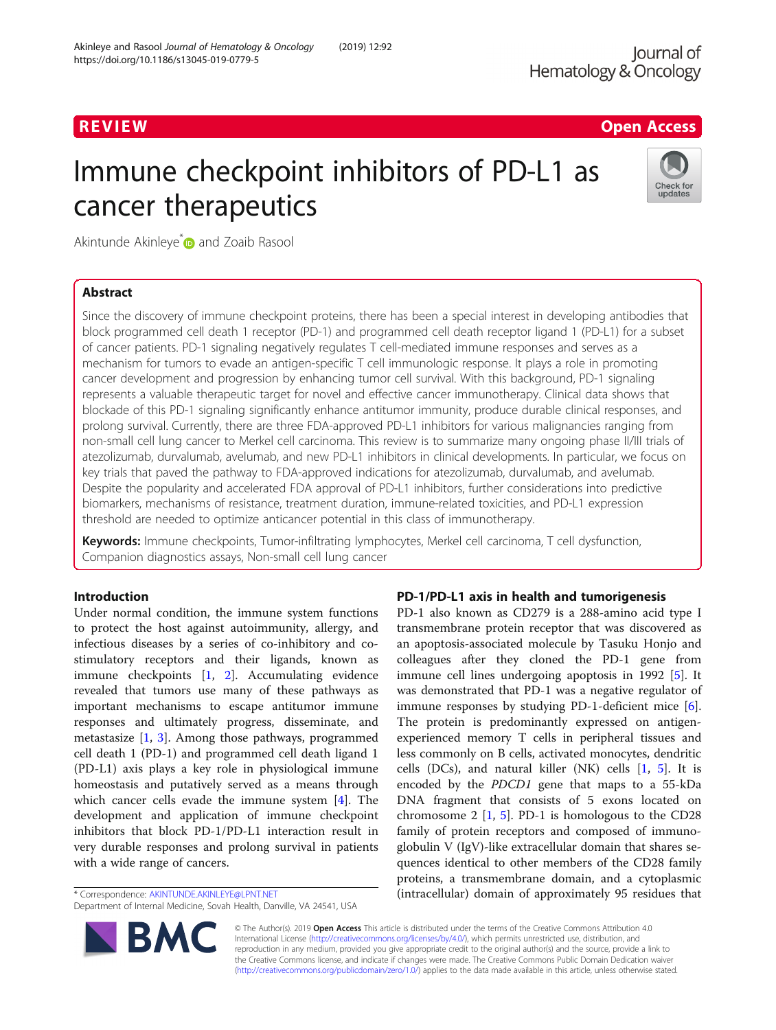REVIEW

Open Access

# Immune checkpoint inhibitors of PD-L1 as cancer therapeutics

Akintunde Akinleye* and Zoaib Rasool

## Abstract

Since the discovery of immune checkpoint proteins, there has been a special interest in developing antibodies that block programmed cell death 1 receptor (PD-1) and programmed cell death receptor ligand 1 (PD-L1) for a subset of cancer patients. PD-1 signaling negatively regulates T cell-mediated immune responses and serves as a mechanism for tumors to evade an antigen-specific T cell immunologic response. It plays a role in promoting cancer development and progression by enhancing tumor cell survival. With this background, PD-1 signaling represents a valuable therapeutic target for novel and effective cancer immunotherapy. Clinical data shows that blockade of this PD-1 signaling significantly enhance antitumor immunity, produce durable clinical responses, and prolong survival. Currently, there are three FDA-approved PD-L1 inhibitors for various malignancies ranging from non-small cell lung cancer to Merkel cell carcinoma. This review is to summarize many ongoing phase II/III trials of atezolizumab, durvalumab, avelumab, and new PD-L1 inhibitors in clinical developments. In particular, we focus on key trials that paved the pathway to FDA-approved indications for atezolizumab, durvalumab, and avelumab. Despite the popularity and accelerated FDA approval of PD-L1 inhibitors, further considerations into predictive biomarkers, mechanisms of resistance, treatment duration, immune-related toxicities, and PD-L1 expression threshold are needed to optimize anticancer potential in this class of immunotherapy.

**Keywords:** Immune checkpoints, Tumor-infiltrating lymphocytes, Merkel cell carcinoma, T cell dysfunction, Companion diagnostics assays, Non-small cell lung cancer

## Introduction

Under normal condition, the immune system functions to protect the host against autoimmunity, allergy, and infectious diseases by a series of co-inhibitory and co-stimulatory receptors and their ligands, known as immune checkpoints [1, 2]. Accumulating evidence revealed that tumors use many of these pathways as important mechanisms to escape antitumor immune responses and ultimately progress, disseminate, and metastasize [1, 3]. Among those pathways, programmed cell death 1 (PD-1) and programmed cell death ligand 1 (PD-L1) axis plays a key role in physiological immune homeostasis and putatively served as a means through which cancer cells evade the immune system [4]. The development and application of immune checkpoint inhibitors that block PD-1/PD-L1 interaction result in very durable responses and prolong survival in patients with a wide range of cancers.

## PD-1/PD-L1 axis in health and tumorigenesis

PD-1 also known as CD279 is a 288-amino acid type I transmembrane protein receptor that was discovered as an apoptosis-associated molecule by Tasuku Honjo and colleagues after they cloned the PD-1 gene from immune cell lines undergoing apoptosis in 1992 [5]. It was demonstrated that PD-1 was a negative regulator of immune responses by studying PD-1-deficient mice [6]. The protein is predominantly expressed on antigen-experienced memory T cells in peripheral tissues and less commonly on B cells, activated monocytes, dendritic cells (DCs), and natural killer (NK) cells [1, 5]. It is encoded by the *PDCD1* gene that maps to a 55-kDa DNA fragment that consists of 5 exons located on chromosome 2 [1, 5]. PD-1 is homologous to the CD28 family of protein receptors and composed of immunoglobulin V (IgV)-like extracellular domain that shares sequences identical to other members of the CD28 family proteins, a transmembrane domain, and a cytoplasmic (intracellular) domain of approximately 95 residues that

* Correspondence: AKINTUNDE.AKINLEYE@LPNT.NET
Department of Internal Medicine, Sovah Health, Danville, VA 24541, USA

© The Author(s). 2019 **Open Access** This article is distributed under the terms of the Creative Commons Attribution 4.0 International License (http://creativecommons.org/licenses/by/4.0/), which permits unrestricted use, distribution, and reproduction in any medium, provided you give appropriate credit to the original author(s) and the source, provide a link to the Creative Commons license, and indicate if changes were made. The Creative Commons Public Domain Dedication waiver (http://creativecommons.org/publicdomain/zero/1.0/) applies to the data made available in this article, unless otherwise stated.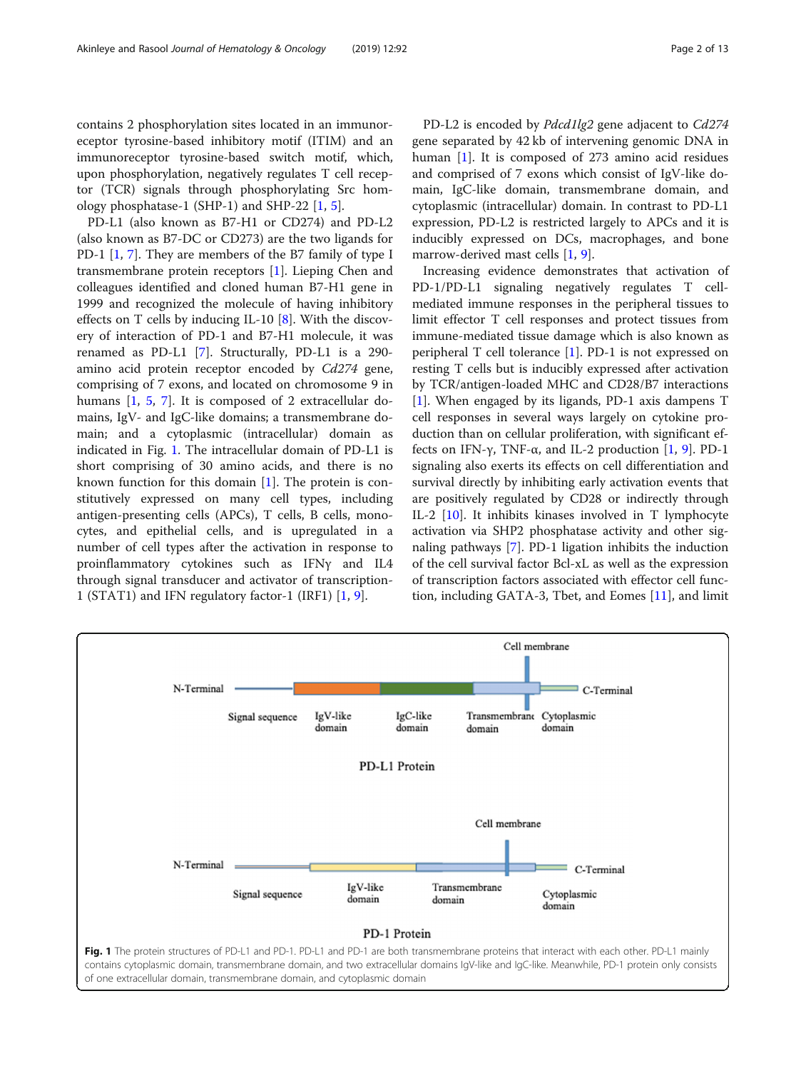contains 2 phosphorylation sites located in an immunoreceptor tyrosine-based inhibitory motif (ITIM) and an immunoreceptor tyrosine-based switch motif, which, upon phosphorylation, negatively regulates T cell receptor (TCR) signals through phosphorylating Src homology phosphatase-1 (SHP-1) and SHP-22 [1, 5].

PD-L1 (also known as B7-H1 or CD274) and PD-L2 (also known as B7-DC or CD273) are the two ligands for PD-1 [1, 7]. They are members of the B7 family of type I transmembrane protein receptors [1]. Lieping Chen and colleagues identified and cloned human B7-H1 gene in 1999 and recognized the molecule of having inhibitory effects on T cells by inducing IL-10 [8]. With the discovery of interaction of PD-1 and B7-H1 molecule, it was renamed as PD-L1 [7]. Structurally, PD-L1 is a 290-amino acid protein receptor encoded by *Cd274* gene, comprising of 7 exons, and located on chromosome 9 in humans [1, 5, 7]. It is composed of 2 extracellular domains, IgV- and IgC-like domains; a transmembrane domain; and a cytoplasmic (intracellular) domain as indicated in Fig. 1. The intracellular domain of PD-L1 is short comprising of 30 amino acids, and there is no known function for this domain [1]. The protein is constitutively expressed on many cell types, including antigen-presenting cells (APCs), T cells, B cells, monocytes, and epithelial cells, and is upregulated in a number of cell types after the activation in response to proinflammatory cytokines such as IFNγ and IL4 through signal transducer and activator of transcription-1 (STAT1) and IFN regulatory factor-1 (IRF1) [1, 9].

PD-L2 is encoded by *Pdcd1lg2* gene adjacent to *Cd274* gene separated by 42 kb of intervening genomic DNA in human [1]. It is composed of 273 amino acid residues and comprised of 7 exons which consist of IgV-like domain, IgC-like domain, transmembrane domain, and cytoplasmic (intracellular) domain. In contrast to PD-L1 expression, PD-L2 is restricted largely to APCs and it is inducibly expressed on DCs, macrophages, and bone marrow-derived mast cells [1, 9].

Increasing evidence demonstrates that activation of PD-1/PD-L1 signaling negatively regulates T cell-mediated immune responses in the peripheral tissues to limit effector T cell responses and protect tissues from immune-mediated tissue damage which is also known as peripheral T cell tolerance [1]. PD-1 is not expressed on resting T cells but is inducibly expressed after activation by TCR/antigen-loaded MHC and CD28/B7 interactions [1]. When engaged by its ligands, PD-1 axis dampens T cell responses in several ways largely on cytokine production than on cellular proliferation, with significant effects on IFN-γ, TNF-α, and IL-2 production [1, 9]. PD-1 signaling also exerts its effects on cell differentiation and survival directly by inhibiting early activation events that are positively regulated by CD28 or indirectly through IL-2 [10]. It inhibits kinases involved in T lymphocyte activation via SHP2 phosphatase activity and other signaling pathways [7]. PD-1 ligation inhibits the induction of the cell survival factor Bcl-xL as well as the expression of transcription factors associated with effector cell function, including GATA-3, Tbet, and Eomes [11], and limit

**Fig. 1** The protein structures of PD-L1 and PD-1. PD-L1 and PD-1 are both transmembrane proteins that interact with each other. PD-L1 mainly contains cytoplasmic domain, transmembrane domain, and two extracellular domains IgV-like and IgC-like. Meanwhile, PD-1 protein only consists of one extracellular domain, transmembrane domain, and cytoplasmic domain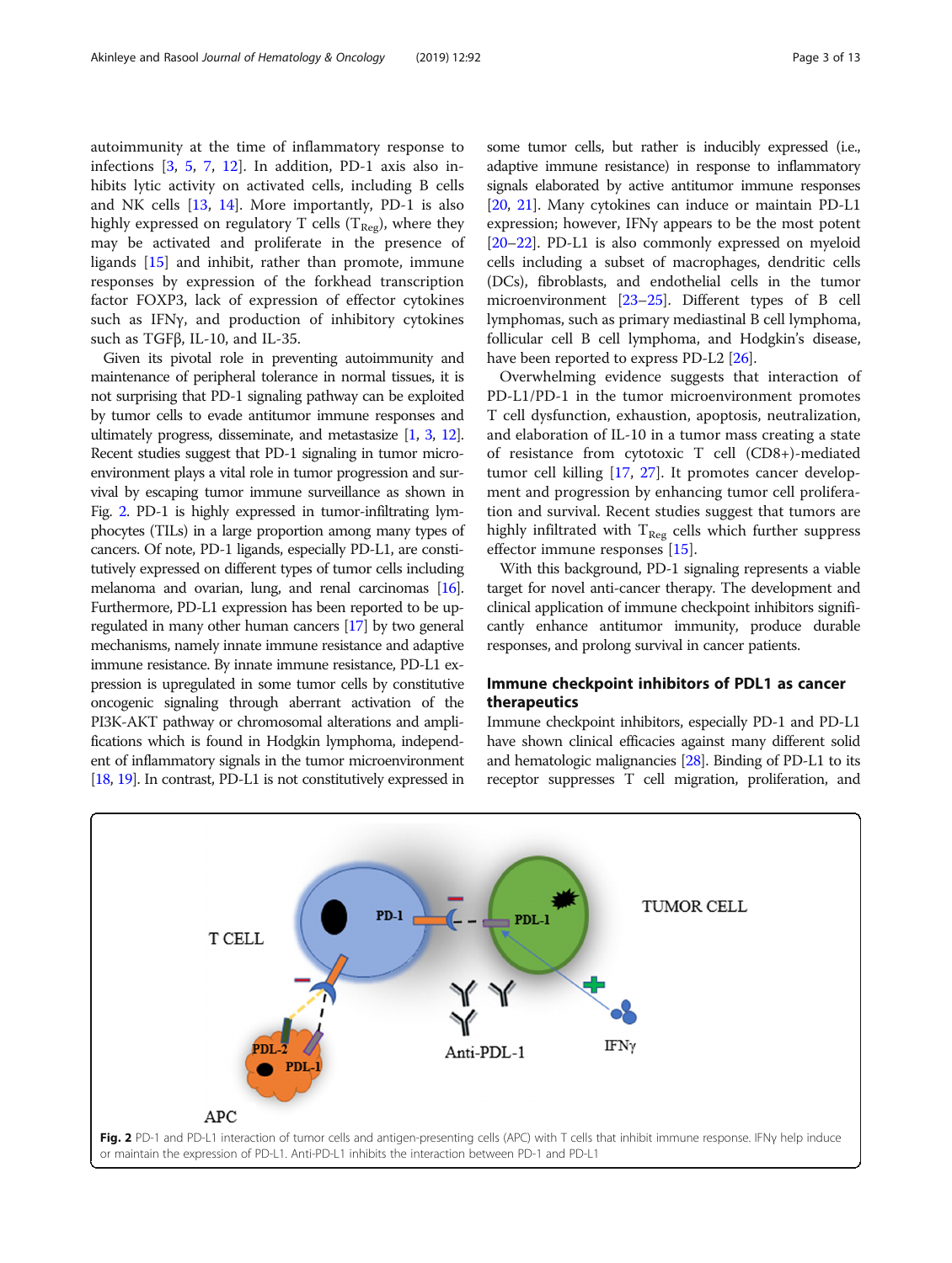autoimmunity at the time of inflammatory response to infections [3, 5, 7, 12]. In addition, PD-1 axis also inhibits lytic activity on activated cells, including B cells and NK cells [13, 14]. More importantly, PD-1 is also highly expressed on regulatory T cells ($T_{Reg}$), where they may be activated and proliferate in the presence of ligands [15] and inhibit, rather than promote, immune responses by expression of the forkhead transcription factor FOXP3, lack of expression of effector cytokines such as IFNγ, and production of inhibitory cytokines such as TGFβ, IL-10, and IL-35.

Given its pivotal role in preventing autoimmunity and maintenance of peripheral tolerance in normal tissues, it is not surprising that PD-1 signaling pathway can be exploited by tumor cells to evade antitumor immune responses and ultimately progress, disseminate, and metastasize [1, 3, 12]. Recent studies suggest that PD-1 signaling in tumor microenvironment plays a vital role in tumor progression and survival by escaping tumor immune surveillance as shown in Fig. 2. PD-1 is highly expressed in tumor-infiltrating lymphocytes (TILs) in a large proportion among many types of cancers. Of note, PD-1 ligands, especially PD-L1, are constitutively expressed on different types of tumor cells including melanoma and ovarian, lung, and renal carcinomas [16]. Furthermore, PD-L1 expression has been reported to be upregulated in many other human cancers [17] by two general mechanisms, namely innate immune resistance and adaptive immune resistance. By innate immune resistance, PD-L1 expression is upregulated in some tumor cells by constitutive oncogenic signaling through aberrant activation of the PI3K-AKT pathway or chromosomal alterations and amplifications which is found in Hodgkin lymphoma, independent of inflammatory signals in the tumor microenvironment [18, 19]. In contrast, PD-L1 is not constitutively expressed in some tumor cells, but rather is inducibly expressed (i.e., adaptive immune resistance) in response to inflammatory signals elaborated by active antitumor immune responses [20, 21]. Many cytokines can induce or maintain PD-L1 expression; however, IFNγ appears to be the most potent [20–22]. PD-L1 is also commonly expressed on myeloid cells including a subset of macrophages, dendritic cells (DCs), fibroblasts, and endothelial cells in the tumor microenvironment [23–25]. Different types of B cell lymphomas, such as primary mediastinal B cell lymphoma, follicular cell B cell lymphoma, and Hodgkin's disease, have been reported to express PD-L2 [26].

Overwhelming evidence suggests that interaction of PD-L1/PD-1 in the tumor microenvironment promotes T cell dysfunction, exhaustion, apoptosis, neutralization, and elaboration of IL-10 in a tumor mass creating a state of resistance from cytotoxic T cell (CD8+)-mediated tumor cell killing [17, 27]. It promotes cancer development and progression by enhancing tumor cell proliferation and survival. Recent studies suggest that tumors are highly infiltrated with $T_{Reg}$ cells which further suppress effector immune responses [15].

With this background, PD-1 signaling represents a viable target for novel anti-cancer therapy. The development and clinical application of immune checkpoint inhibitors significantly enhance antitumor immunity, produce durable responses, and prolong survival in cancer patients.

## Immune checkpoint inhibitors of PDL1 as cancer therapeutics

Immune checkpoint inhibitors, especially PD-1 and PD-L1 have shown clinical efficacies against many different solid and hematologic malignancies [28]. Binding of PD-L1 to its receptor suppresses T cell migration, proliferation, and

**Fig. 2** PD-1 and PD-L1 interaction of tumor cells and antigen-presenting cells (APC) with T cells that inhibit immune response. IFNγ help induce or maintain the expression of PD-L1. Anti-PD-L1 inhibits the interaction between PD-1 and PD-L1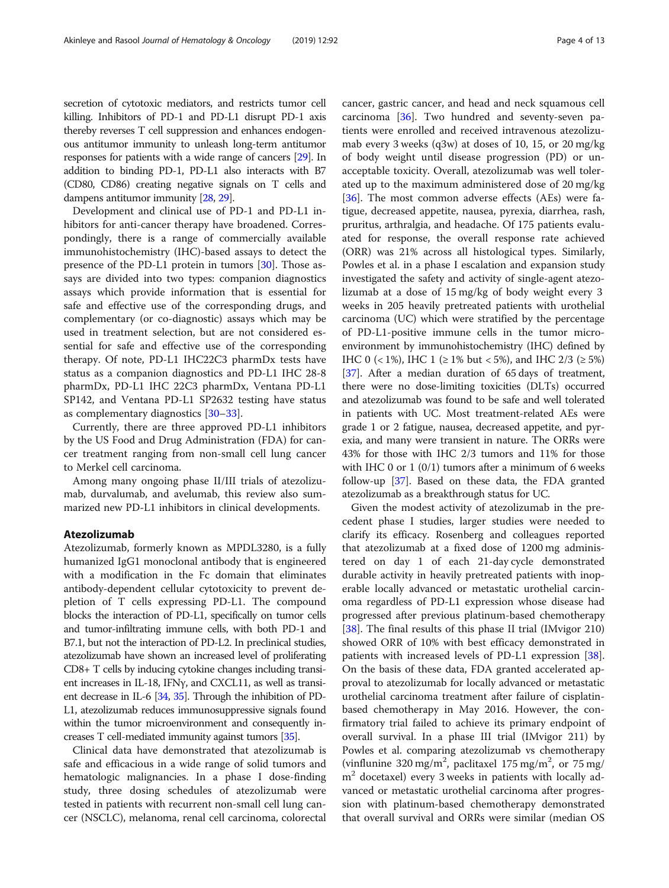secretion of cytotoxic mediators, and restricts tumor cell killing. Inhibitors of PD-1 and PD-L1 disrupt PD-1 axis thereby reverses T cell suppression and enhances endogenous antitumor immunity to unleash long-term antitumor responses for patients with a wide range of cancers [29]. In addition to binding PD-1, PD-L1 also interacts with B7 (CD80, CD86) creating negative signals on T cells and dampens antitumor immunity [28, 29].

Development and clinical use of PD-1 and PD-L1 inhibitors for anti-cancer therapy have broadened. Correspondingly, there is a range of commercially available immunohistochemistry (IHC)-based assays to detect the presence of the PD-L1 protein in tumors [30]. Those assays are divided into two types: companion diagnostics assays which provide information that is essential for safe and effective use of the corresponding drugs, and complementary (or co-diagnostic) assays which may be used in treatment selection, but are not considered essential for safe and effective use of the corresponding therapy. Of note, PD-L1 IHC22C3 pharmDx tests have status as a companion diagnostics and PD-L1 IHC 28-8 pharmDx, PD-L1 IHC 22C3 pharmDx, Ventana PD-L1 SP142, and Ventana PD-L1 SP2632 testing have status as complementary diagnostics [30–33].

Currently, there are three approved PD-L1 inhibitors by the US Food and Drug Administration (FDA) for cancer treatment ranging from non-small cell lung cancer to Merkel cell carcinoma.

Among many ongoing phase II/III trials of atezolizumab, durvalumab, and avelumab, this review also summarized new PD-L1 inhibitors in clinical developments.

## Atezolizumab

Atezolizumab, formerly known as MPDL3280, is a fully humanized IgG1 monoclonal antibody that is engineered with a modification in the Fc domain that eliminates antibody-dependent cellular cytotoxicity to prevent depletion of T cells expressing PD-L1. The compound blocks the interaction of PD-L1, specifically on tumor cells and tumor-infiltrating immune cells, with both PD-1 and B7.1, but not the interaction of PD-L2. In preclinical studies, atezolizumab have shown an increased level of proliferating CD8+ T cells by inducing cytokine changes including transient increases in IL-18, IFNγ, and CXCL11, as well as transient decrease in IL-6 [34, 35]. Through the inhibition of PD-L1, atezolizumab reduces immunosuppressive signals found within the tumor microenvironment and consequently increases T cell-mediated immunity against tumors [35].

Clinical data have demonstrated that atezolizumab is safe and efficacious in a wide range of solid tumors and hematologic malignancies. In a phase I dose-finding study, three dosing schedules of atezolizumab were tested in patients with recurrent non-small cell lung cancer (NSCLC), melanoma, renal cell carcinoma, colorectal cancer, gastric cancer, and head and neck squamous cell carcinoma [36]. Two hundred and seventy-seven patients were enrolled and received intravenous atezolizumab every 3 weeks (q3w) at doses of 10, 15, or 20 mg/kg of body weight until disease progression (PD) or unacceptable toxicity. Overall, atezolizumab was well tolerated up to the maximum administered dose of 20 mg/kg [36]. The most common adverse effects (AEs) were fatigue, decreased appetite, nausea, pyrexia, diarrhea, rash, pruritus, arthralgia, and headache. Of 175 patients evaluated for response, the overall response rate achieved (ORR) was 21% across all histological types. Similarly, Powles et al. in a phase I escalation and expansion study investigated the safety and activity of single-agent atezolizumab at a dose of 15 mg/kg of body weight every 3 weeks in 205 heavily pretreated patients with urothelial carcinoma (UC) which were stratified by the percentage of PD-L1-positive immune cells in the tumor microenvironment by immunohistochemistry (IHC) defined by IHC 0 (< 1%), IHC 1 (≥ 1% but < 5%), and IHC 2/3 (≥ 5%) [37]. After a median duration of 65 days of treatment, there were no dose-limiting toxicities (DLTs) occurred and atezolizumab was found to be safe and well tolerated in patients with UC. Most treatment-related AEs were grade 1 or 2 fatigue, nausea, decreased appetite, and pyrexia, and many were transient in nature. The ORRs were 43% for those with IHC 2/3 tumors and 11% for those with IHC 0 or 1 (0/1) tumors after a minimum of 6 weeks follow-up [37]. Based on these data, the FDA granted atezolizumab as a breakthrough status for UC.

Given the modest activity of atezolizumab in the precedent phase I studies, larger studies were needed to clarify its efficacy. Rosenberg and colleagues reported that atezolizumab at a fixed dose of 1200 mg administered on day 1 of each 21-day cycle demonstrated durable activity in heavily pretreated patients with inoperable locally advanced or metastatic urothelial carcinoma regardless of PD-L1 expression whose disease had progressed after previous platinum-based chemotherapy [38]. The final results of this phase II trial (IMvigor 210) showed ORR of 10% with best efficacy demonstrated in patients with increased levels of PD-L1 expression [38]. On the basis of these data, FDA granted accelerated approval to atezolizumab for locally advanced or metastatic urothelial carcinoma treatment after failure of cisplatin-based chemotherapy in May 2016. However, the confirmatory trial failed to achieve its primary endpoint of overall survival. In a phase III trial (IMvigor 211) by Powles et al. comparing atezolizumab vs chemotherapy (vinflunine 320 mg/m$^2$, paclitaxel 175 mg/m$^2$, or 75 mg/m$^2$ docetaxel) every 3 weeks in patients with locally advanced or metastatic urothelial carcinoma after progression with platinum-based chemotherapy demonstrated that overall survival and ORRs were similar (median OS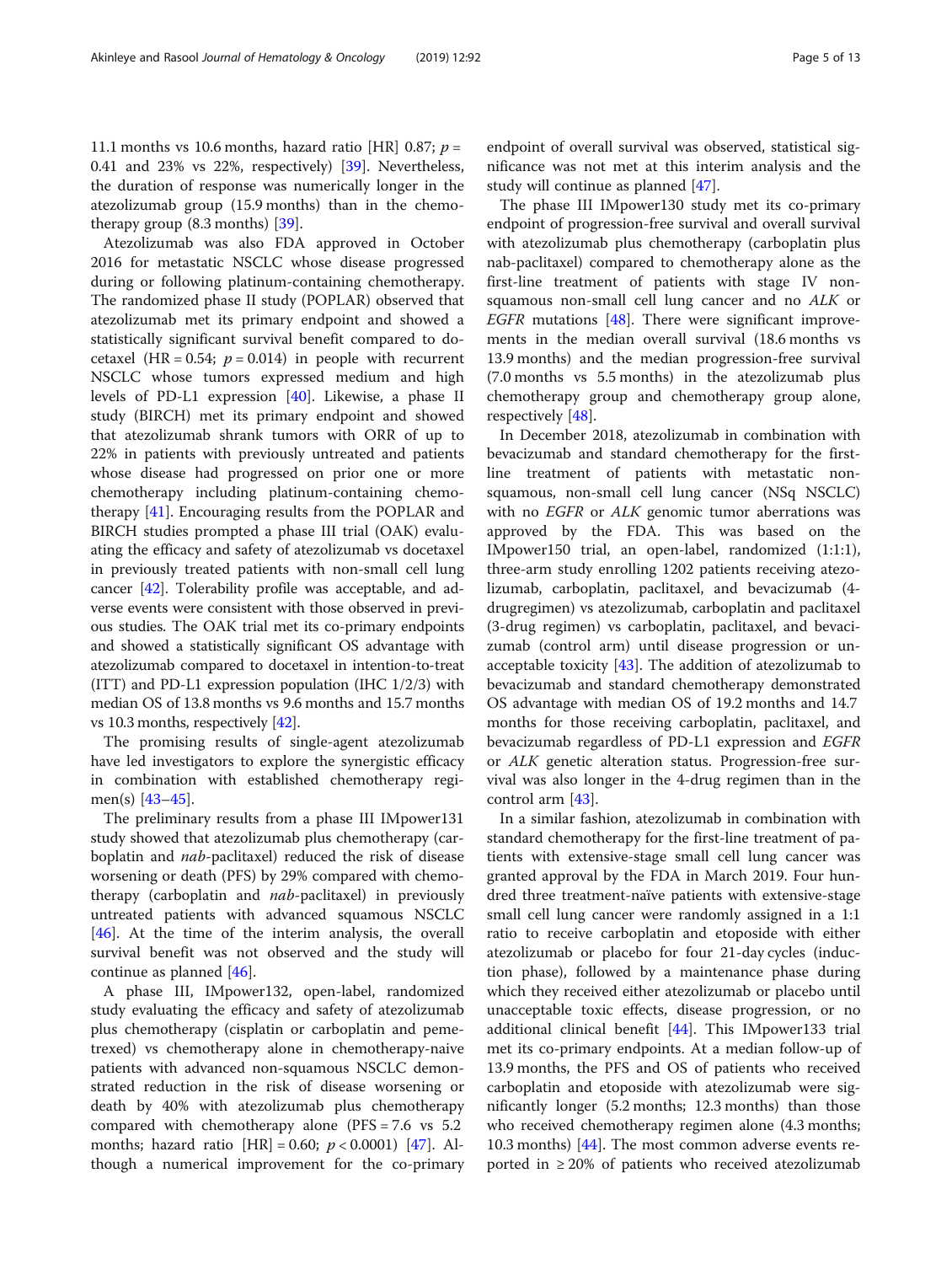11.1 months vs 10.6 months, hazard ratio [HR] 0.87; $p$ = 0.41 and 23% vs 22%, respectively) [39]. Nevertheless, the duration of response was numerically longer in the atezolizumab group (15.9 months) than in the chemotherapy group (8.3 months) [39].

Atezolizumab was also FDA approved in October 2016 for metastatic NSCLC whose disease progressed during or following platinum-containing chemotherapy. The randomized phase II study (POPLAR) observed that atezolizumab met its primary endpoint and showed a statistically significant survival benefit compared to docetaxel (HR = 0.54; $p = 0.014$) in people with recurrent NSCLC whose tumors expressed medium and high levels of PD-L1 expression [40]. Likewise, a phase II study (BIRCH) met its primary endpoint and showed that atezolizumab shrank tumors with ORR of up to 22% in patients with previously untreated and patients whose disease had progressed on prior one or more chemotherapy including platinum-containing chemotherapy [41]. Encouraging results from the POPLAR and BIRCH studies prompted a phase III trial (OAK) evaluating the efficacy and safety of atezolizumab vs docetaxel in previously treated patients with non-small cell lung cancer [42]. Tolerability profile was acceptable, and adverse events were consistent with those observed in previous studies. The OAK trial met its co-primary endpoints and showed a statistically significant OS advantage with atezolizumab compared to docetaxel in intention-to-treat (ITT) and PD-L1 expression population (IHC 1/2/3) with median OS of 13.8 months vs 9.6 months and 15.7 months vs 10.3 months, respectively [42].

The promising results of single-agent atezolizumab have led investigators to explore the synergistic efficacy in combination with established chemotherapy regimen(s) [43–45].

The preliminary results from a phase III IMpower131 study showed that atezolizumab plus chemotherapy (carboplatin and *nab*-paclitaxel) reduced the risk of disease worsening or death (PFS) by 29% compared with chemotherapy (carboplatin and *nab*-paclitaxel) in previously untreated patients with advanced squamous NSCLC [46]. At the time of the interim analysis, the overall survival benefit was not observed and the study will continue as planned [46].

A phase III, IMpower132, open-label, randomized study evaluating the efficacy and safety of atezolizumab plus chemotherapy (cisplatin or carboplatin and pemetrexed) vs chemotherapy alone in chemotherapy-naive patients with advanced non-squamous NSCLC demonstrated reduction in the risk of disease worsening or death by 40% with atezolizumab plus chemotherapy compared with chemotherapy alone (PFS = 7.6 vs 5.2 months; hazard ratio [HR] = 0.60; $p < 0.0001$) [47]. Although a numerical improvement for the co-primary endpoint of overall survival was observed, statistical significance was not met at this interim analysis and the study will continue as planned [47].

The phase III IMpower130 study met its co-primary endpoint of progression-free survival and overall survival with atezolizumab plus chemotherapy (carboplatin plus nab-paclitaxel) compared to chemotherapy alone as the first-line treatment of patients with stage IV non-squamous non-small cell lung cancer and no *ALK* or *EGFR* mutations [48]. There were significant improvements in the median overall survival (18.6 months vs 13.9 months) and the median progression-free survival (7.0 months vs 5.5 months) in the atezolizumab plus chemotherapy group and chemotherapy group alone, respectively [48].

In December 2018, atezolizumab in combination with bevacizumab and standard chemotherapy for the first-line treatment of patients with metastatic non-squamous, non-small cell lung cancer (NSq NSCLC) with no *EGFR* or *ALK* genomic tumor aberrations was approved by the FDA. This was based on the IMpower150 trial, an open-label, randomized (1:1:1), three-arm study enrolling 1202 patients receiving atezolizumab, carboplatin, paclitaxel, and bevacizumab (4-drugregimen) vs atezolizumab, carboplatin and paclitaxel (3-drug regimen) vs carboplatin, paclitaxel, and bevacizumab (control arm) until disease progression or unacceptable toxicity [43]. The addition of atezolizumab to bevacizumab and standard chemotherapy demonstrated OS advantage with median OS of 19.2 months and 14.7 months for those receiving carboplatin, paclitaxel, and bevacizumab regardless of PD-L1 expression and *EGFR* or *ALK* genetic alteration status. Progression-free survival was also longer in the 4-drug regimen than in the control arm [43].

In a similar fashion, atezolizumab in combination with standard chemotherapy for the first-line treatment of patients with extensive-stage small cell lung cancer was granted approval by the FDA in March 2019. Four hundred three treatment-naïve patients with extensive-stage small cell lung cancer were randomly assigned in a 1:1 ratio to receive carboplatin and etoposide with either atezolizumab or placebo for four 21-day cycles (induction phase), followed by a maintenance phase during which they received either atezolizumab or placebo until unacceptable toxic effects, disease progression, or no additional clinical benefit [44]. This IMpower133 trial met its co-primary endpoints. At a median follow-up of 13.9 months, the PFS and OS of patients who received carboplatin and etoposide with atezolizumab were significantly longer (5.2 months; 12.3 months) than those who received chemotherapy regimen alone (4.3 months; 10.3 months) [44]. The most common adverse events reported in ≥ 20% of patients who received atezolizumab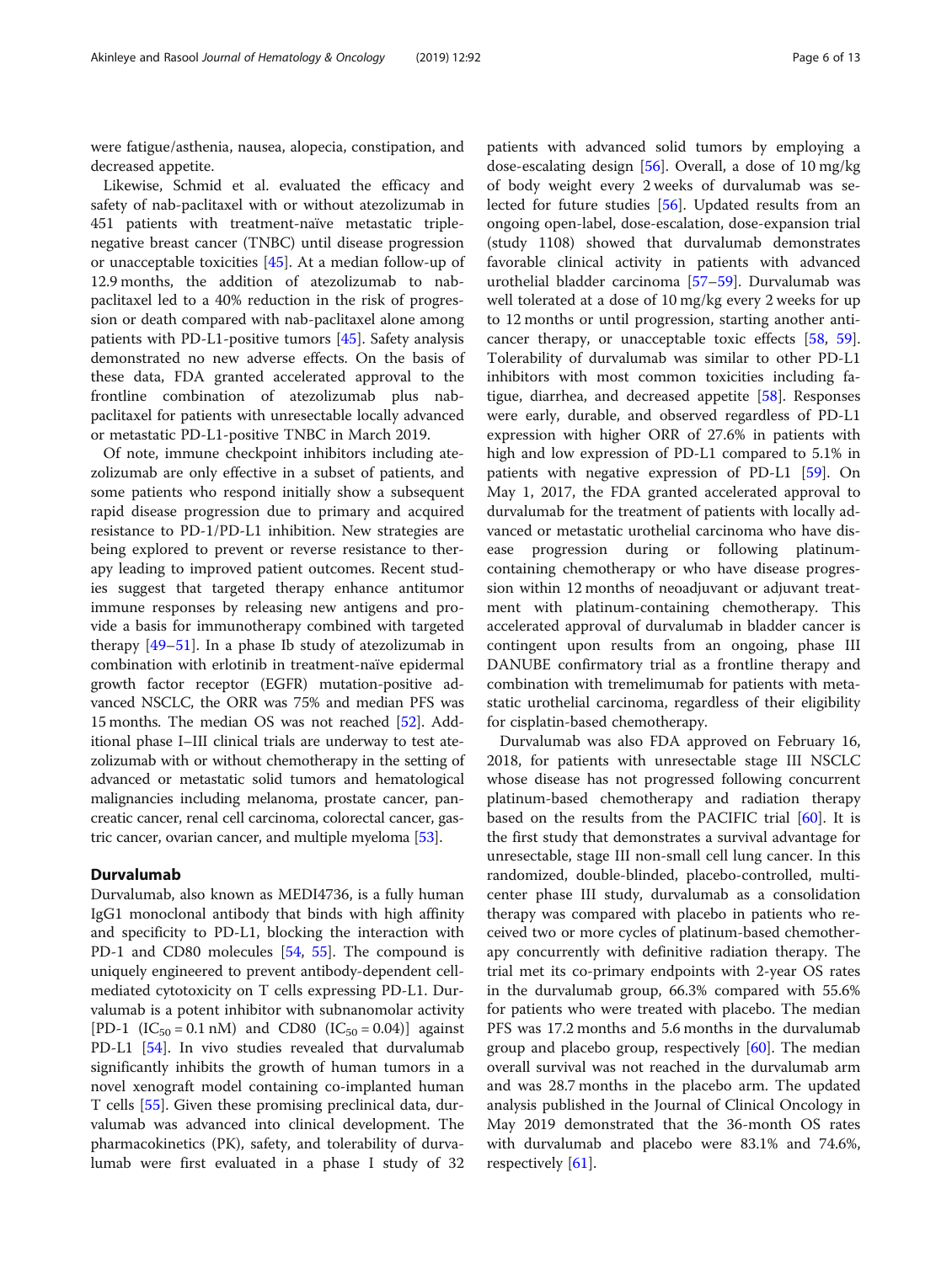were fatigue/asthenia, nausea, alopecia, constipation, and decreased appetite.

Likewise, Schmid et al. evaluated the efficacy and safety of nab-paclitaxel with or without atezolizumab in 451 patients with treatment-naïve metastatic triple-negative breast cancer (TNBC) until disease progression or unacceptable toxicities [45]. At a median follow-up of 12.9 months, the addition of atezolizumab to nab-paclitaxel led to a 40% reduction in the risk of progression or death compared with nab-paclitaxel alone among patients with PD-L1-positive tumors [45]. Safety analysis demonstrated no new adverse effects. On the basis of these data, FDA granted accelerated approval to the frontline combination of atezolizumab plus nab-paclitaxel for patients with unresectable locally advanced or metastatic PD-L1-positive TNBC in March 2019.

Of note, immune checkpoint inhibitors including atezolizumab are only effective in a subset of patients, and some patients who respond initially show a subsequent rapid disease progression due to primary and acquired resistance to PD-1/PD-L1 inhibition. New strategies are being explored to prevent or reverse resistance to therapy leading to improved patient outcomes. Recent studies suggest that targeted therapy enhance antitumor immune responses by releasing new antigens and provide a basis for immunotherapy combined with targeted therapy [49–51]. In a phase Ib study of atezolizumab in combination with erlotinib in treatment-naïve epidermal growth factor receptor (EGFR) mutation-positive advanced NSCLC, the ORR was 75% and median PFS was 15 months. The median OS was not reached [52]. Additional phase I–III clinical trials are underway to test atezolizumab with or without chemotherapy in the setting of advanced or metastatic solid tumors and hematological malignancies including melanoma, prostate cancer, pancreatic cancer, renal cell carcinoma, colorectal cancer, gastric cancer, ovarian cancer, and multiple myeloma [53].

## Durvalumab

Durvalumab, also known as MEDI4736, is a fully human IgG1 monoclonal antibody that binds with high affinity and specificity to PD-L1, blocking the interaction with PD-1 and CD80 molecules [54, 55]. The compound is uniquely engineered to prevent antibody-dependent cell-mediated cytotoxicity on T cells expressing PD-L1. Durvalumab is a potent inhibitor with subnanomolar activity [PD-1 ($IC_{50}$ = 0.1 nM) and CD80 ($IC_{50}$ = 0.04)] against PD-L1 [54]. In vivo studies revealed that durvalumab significantly inhibits the growth of human tumors in a novel xenograft model containing co-implanted human T cells [55]. Given these promising preclinical data, durvalumab was advanced into clinical development. The pharmacokinetics (PK), safety, and tolerability of durvalumab were first evaluated in a phase I study of 32 patients with advanced solid tumors by employing a dose-escalating design [56]. Overall, a dose of 10 mg/kg of body weight every 2 weeks of durvalumab was selected for future studies [56]. Updated results from an ongoing open-label, dose-escalation, dose-expansion trial (study 1108) showed that durvalumab demonstrates favorable clinical activity in patients with advanced urothelial bladder carcinoma [57–59]. Durvalumab was well tolerated at a dose of 10 mg/kg every 2 weeks for up to 12 months or until progression, starting another anti-cancer therapy, or unacceptable toxic effects [58, 59]. Tolerability of durvalumab was similar to other PD-L1 inhibitors with most common toxicities including fatigue, diarrhea, and decreased appetite [58]. Responses were early, durable, and observed regardless of PD-L1 expression with higher ORR of 27.6% in patients with high and low expression of PD-L1 compared to 5.1% in patients with negative expression of PD-L1 [59]. On May 1, 2017, the FDA granted accelerated approval to durvalumab for the treatment of patients with locally advanced or metastatic urothelial carcinoma who have disease progression during or following platinum-containing chemotherapy or who have disease progression within 12 months of neoadjuvant or adjuvant treatment with platinum-containing chemotherapy. This accelerated approval of durvalumab in bladder cancer is contingent upon results from an ongoing, phase III DANUBE confirmatory trial as a frontline therapy and combination with tremelimumab for patients with metastatic urothelial carcinoma, regardless of their eligibility for cisplatin-based chemotherapy.

Durvalumab was also FDA approved on February 16, 2018, for patients with unresectable stage III NSCLC whose disease has not progressed following concurrent platinum-based chemotherapy and radiation therapy based on the results from the PACIFIC trial [60]. It is the first study that demonstrates a survival advantage for unresectable, stage III non-small cell lung cancer. In this randomized, double-blinded, placebo-controlled, multicenter phase III study, durvalumab as a consolidation therapy was compared with placebo in patients who received two or more cycles of platinum-based chemotherapy concurrently with definitive radiation therapy. The trial met its co-primary endpoints with 2-year OS rates in the durvalumab group, 66.3% compared with 55.6% for patients who were treated with placebo. The median PFS was 17.2 months and 5.6 months in the durvalumab group and placebo group, respectively [60]. The median overall survival was not reached in the durvalumab arm and was 28.7 months in the placebo arm. The updated analysis published in the Journal of Clinical Oncology in May 2019 demonstrated that the 36-month OS rates with durvalumab and placebo were 83.1% and 74.6%, respectively [61].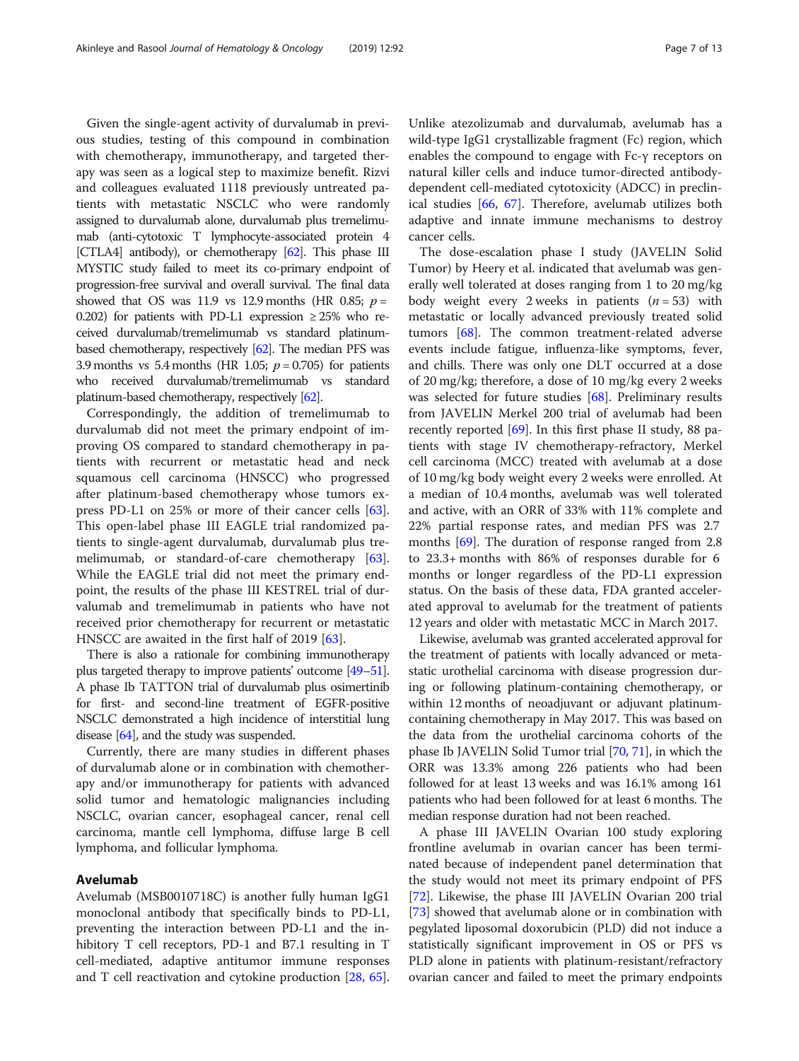Given the single-agent activity of durvalumab in previous studies, testing of this compound in combination with chemotherapy, immunotherapy, and targeted therapy was seen as a logical step to maximize benefit. Rizvi and colleagues evaluated 1118 previously untreated patients with metastatic NSCLC who were randomly assigned to durvalumab alone, durvalumab plus tremelimumab (anti-cytotoxic T lymphocyte-associated protein 4 [CTLA4] antibody), or chemotherapy [62]. This phase III MYSTIC study failed to meet its co-primary endpoint of progression-free survival and overall survival. The final data showed that OS was 11.9 vs 12.9 months (HR 0.85; $p = 0.202$) for patients with PD-L1 expression ≥ 25% who received durvalumab/tremelimumab vs standard platinum-based chemotherapy, respectively [62]. The median PFS was 3.9 months vs 5.4 months (HR 1.05; $p = 0.705$) for patients who received durvalumab/tremelimumab vs standard platinum-based chemotherapy, respectively [62].

Correspondingly, the addition of tremelimumab to durvalumab did not meet the primary endpoint of improving OS compared to standard chemotherapy in patients with recurrent or metastatic head and neck squamous cell carcinoma (HNSCC) who progressed after platinum-based chemotherapy whose tumors express PD-L1 on 25% or more of their cancer cells [63]. This open-label phase III EAGLE trial randomized patients to single-agent durvalumab, durvalumab plus tremelimumab, or standard-of-care chemotherapy [63]. While the EAGLE trial did not meet the primary endpoint, the results of the phase III KESTREL trial of durvalumab and tremelimumab in patients who have not received prior chemotherapy for recurrent or metastatic HNSCC are awaited in the first half of 2019 [63].

There is also a rationale for combining immunotherapy plus targeted therapy to improve patients' outcome [49–51]. A phase Ib TATTON trial of durvalumab plus osimertinib for first- and second-line treatment of EGFR-positive NSCLC demonstrated a high incidence of interstitial lung disease [64], and the study was suspended.

Currently, there are many studies in different phases of durvalumab alone or in combination with chemotherapy and/or immunotherapy for patients with advanced solid tumor and hematologic malignancies including NSCLC, ovarian cancer, esophageal cancer, renal cell carcinoma, mantle cell lymphoma, diffuse large B cell lymphoma, and follicular lymphoma.

## Avelumab

Avelumab (MSB0010718C) is another fully human IgG1 monoclonal antibody that specifically binds to PD-L1, preventing the interaction between PD-L1 and the inhibitory T cell receptors, PD-1 and B7.1 resulting in T cell-mediated, adaptive antitumor immune responses and T cell reactivation and cytokine production [28, 65]. Unlike atezolizumab and durvalumab, avelumab has a wild-type IgG1 crystallizable fragment (Fc) region, which enables the compound to engage with Fc-γ receptors on natural killer cells and induce tumor-directed antibody-dependent cell-mediated cytotoxicity (ADCC) in preclinical studies [66, 67]. Therefore, avelumab utilizes both adaptive and innate immune mechanisms to destroy cancer cells.

The dose-escalation phase I study (JAVELIN Solid Tumor) by Heery et al. indicated that avelumab was generally well tolerated at doses ranging from 1 to 20 mg/kg body weight every 2 weeks in patients ($n = 53$) with metastatic or locally advanced previously treated solid tumors [68]. The common treatment-related adverse events include fatigue, influenza-like symptoms, fever, and chills. There was only one DLT occurred at a dose of 20 mg/kg; therefore, a dose of 10 mg/kg every 2 weeks was selected for future studies [68]. Preliminary results from JAVELIN Merkel 200 trial of avelumab had been recently reported [69]. In this first phase II study, 88 patients with stage IV chemotherapy-refractory, Merkel cell carcinoma (MCC) treated with avelumab at a dose of 10 mg/kg body weight every 2 weeks were enrolled. At a median of 10.4 months, avelumab was well tolerated and active, with an ORR of 33% with 11% complete and 22% partial response rates, and median PFS was 2.7 months [69]. The duration of response ranged from 2.8 to 23.3+ months with 86% of responses durable for 6 months or longer regardless of the PD-L1 expression status. On the basis of these data, FDA granted accelerated approval to avelumab for the treatment of patients 12 years and older with metastatic MCC in March 2017.

Likewise, avelumab was granted accelerated approval for the treatment of patients with locally advanced or metastatic urothelial carcinoma with disease progression during or following platinum-containing chemotherapy, or within 12 months of neoadjuvant or adjuvant platinum-containing chemotherapy in May 2017. This was based on the data from the urothelial carcinoma cohorts of the phase Ib JAVELIN Solid Tumor trial [70, 71], in which the ORR was 13.3% among 226 patients who had been followed for at least 13 weeks and was 16.1% among 161 patients who had been followed for at least 6 months. The median response duration had not been reached.

A phase III JAVELIN Ovarian 100 study exploring frontline avelumab in ovarian cancer has been terminated because of independent panel determination that the study would not meet its primary endpoint of PFS [72]. Likewise, the phase III JAVELIN Ovarian 200 trial [73] showed that avelumab alone or in combination with pegylated liposomal doxorubicin (PLD) did not induce a statistically significant improvement in OS or PFS vs PLD alone in patients with platinum-resistant/refractory ovarian cancer and failed to meet the primary endpoints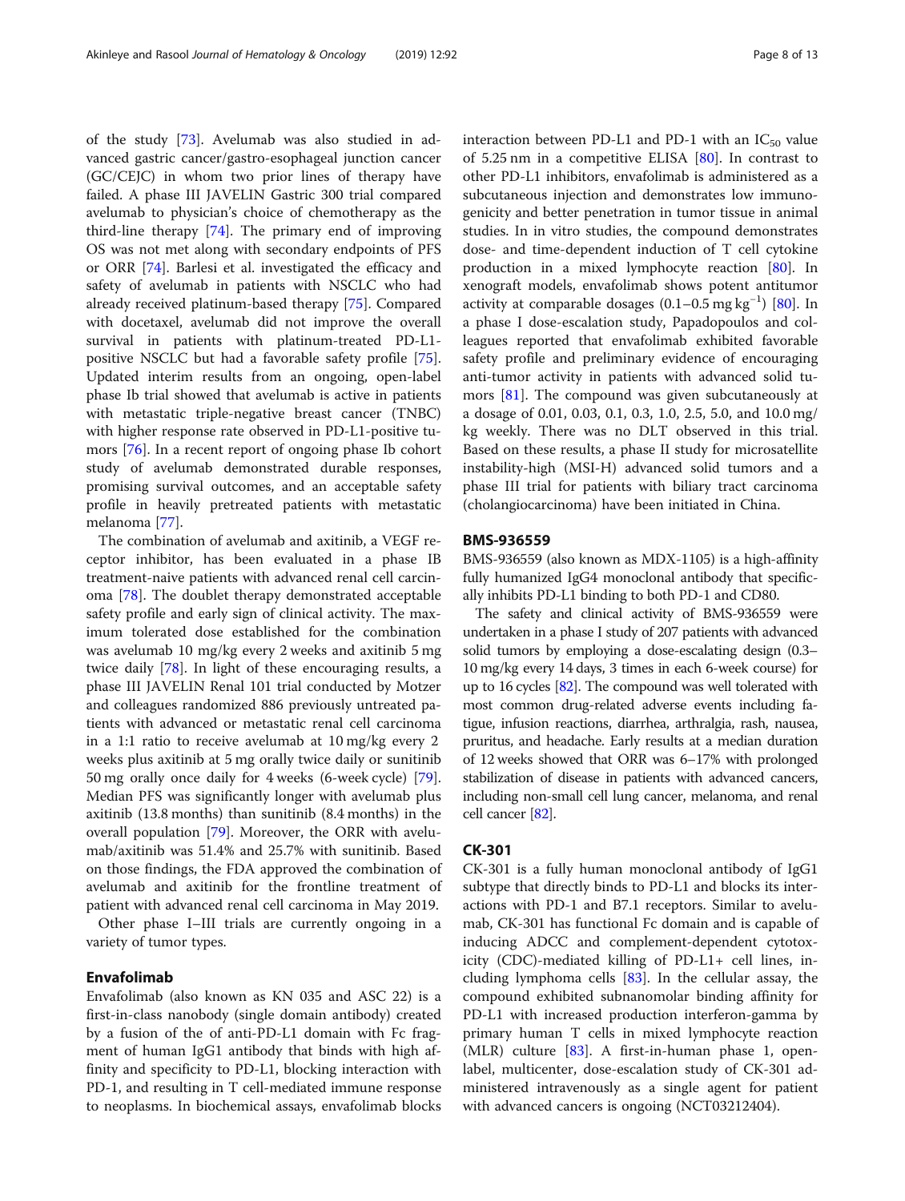of the study [73]. Avelumab was also studied in advanced gastric cancer/gastro-esophageal junction cancer (GC/CEJC) in whom two prior lines of therapy have failed. A phase III JAVELIN Gastric 300 trial compared avelumab to physician's choice of chemotherapy as the third-line therapy [74]. The primary end of improving OS was not met along with secondary endpoints of PFS or ORR [74]. Barlesi et al. investigated the efficacy and safety of avelumab in patients with NSCLC who had already received platinum-based therapy [75]. Compared with docetaxel, avelumab did not improve the overall survival in patients with platinum-treated PD-L1-positive NSCLC but had a favorable safety profile [75]. Updated interim results from an ongoing, open-label phase Ib trial showed that avelumab is active in patients with metastatic triple-negative breast cancer (TNBC) with higher response rate observed in PD-L1-positive tumors [76]. In a recent report of ongoing phase Ib cohort study of avelumab demonstrated durable responses, promising survival outcomes, and an acceptable safety profile in heavily pretreated patients with metastatic melanoma [77].

The combination of avelumab and axitinib, a VEGF receptor inhibitor, has been evaluated in a phase IB treatment-naive patients with advanced renal cell carcinoma [78]. The doublet therapy demonstrated acceptable safety profile and early sign of clinical activity. The maximum tolerated dose established for the combination was avelumab 10 mg/kg every 2 weeks and axitinib 5 mg twice daily [78]. In light of these encouraging results, a phase III JAVELIN Renal 101 trial conducted by Motzer and colleagues randomized 886 previously untreated patients with advanced or metastatic renal cell carcinoma in a 1:1 ratio to receive avelumab at 10 mg/kg every 2 weeks plus axitinib at 5 mg orally twice daily or sunitinib 50 mg orally once daily for 4 weeks (6-week cycle) [79]. Median PFS was significantly longer with avelumab plus axitinib (13.8 months) than sunitinib (8.4 months) in the overall population [79]. Moreover, the ORR with avelumab/axitinib was 51.4% and 25.7% with sunitinib. Based on those findings, the FDA approved the combination of avelumab and axitinib for the frontline treatment of patient with advanced renal cell carcinoma in May 2019.

Other phase I–III trials are currently ongoing in a variety of tumor types.

## Envafolimab

Envafolimab (also known as KN 035 and ASC 22) is a first-in-class nanobody (single domain antibody) created by a fusion of the of anti-PD-L1 domain with Fc fragment of human IgG1 antibody that binds with high affinity and specificity to PD-L1, blocking interaction with PD-1, and resulting in T cell-mediated immune response to neoplasms. In biochemical assays, envafolimab blocks interaction between PD-L1 and PD-1 with an $IC_{50}$ value of 5.25 nm in a competitive ELISA [80]. In contrast to other PD-L1 inhibitors, envafolimab is administered as a subcutaneous injection and demonstrates low immunogenicity and better penetration in tumor tissue in animal studies. In in vitro studies, the compound demonstrates dose- and time-dependent induction of T cell cytokine production in a mixed lymphocyte reaction [80]. In xenograft models, envafolimab shows potent antitumor activity at comparable dosages (0.1–0.5 mg $kg^{-1}$) [80]. In a phase I dose-escalation study, Papadopoulos and colleagues reported that envafolimab exhibited favorable safety profile and preliminary evidence of encouraging anti-tumor activity in patients with advanced solid tumors [81]. The compound was given subcutaneously at a dosage of 0.01, 0.03, 0.1, 0.3, 1.0, 2.5, 5.0, and 10.0 mg/kg weekly. There was no DLT observed in this trial. Based on these results, a phase II study for microsatellite instability-high (MSI-H) advanced solid tumors and a phase III trial for patients with biliary tract carcinoma (cholangiocarcinoma) have been initiated in China.

## BMS-936559

BMS-936559 (also known as MDX-1105) is a high-affinity fully humanized IgG4 monoclonal antibody that specifically inhibits PD-L1 binding to both PD-1 and CD80.

The safety and clinical activity of BMS-936559 were undertaken in a phase I study of 207 patients with advanced solid tumors by employing a dose-escalating design (0.3–10 mg/kg every 14 days, 3 times in each 6-week course) for up to 16 cycles [82]. The compound was well tolerated with most common drug-related adverse events including fatigue, infusion reactions, diarrhea, arthralgia, rash, nausea, pruritus, and headache. Early results at a median duration of 12 weeks showed that ORR was 6–17% with prolonged stabilization of disease in patients with advanced cancers, including non-small cell lung cancer, melanoma, and renal cell cancer [82].

## CK-301

CK-301 is a fully human monoclonal antibody of IgG1 subtype that directly binds to PD-L1 and blocks its interactions with PD-1 and B7.1 receptors. Similar to avelumab, CK-301 has functional Fc domain and is capable of inducing ADCC and complement-dependent cytotoxicity (CDC)-mediated killing of PD-L1+ cell lines, including lymphoma cells [83]. In the cellular assay, the compound exhibited subnanomolar binding affinity for PD-L1 with increased production interferon-gamma by primary human T cells in mixed lymphocyte reaction (MLR) culture [83]. A first-in-human phase 1, open-label, multicenter, dose-escalation study of CK-301 administered intravenously as a single agent for patient with advanced cancers is ongoing (NCT03212404).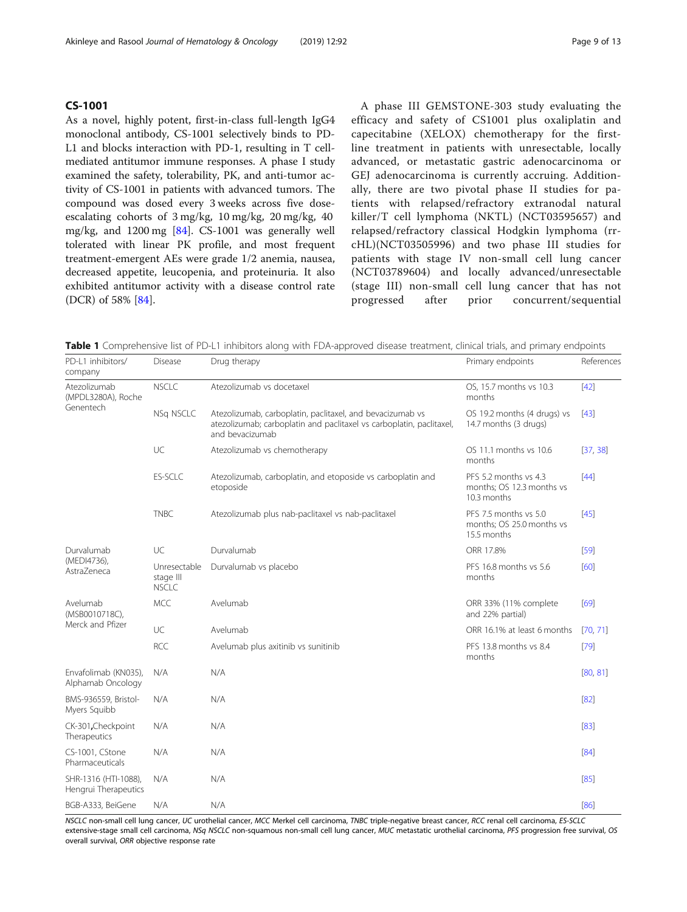## CS-1001

As a novel, highly potent, first-in-class full-length IgG4 monoclonal antibody, CS-1001 selectively binds to PD-L1 and blocks interaction with PD-1, resulting in T cell-mediated antitumor immune responses. A phase I study examined the safety, tolerability, PK, and anti-tumor activity of CS-1001 in patients with advanced tumors. The compound was dosed every 3 weeks across five dose-escalating cohorts of 3 mg/kg, 10 mg/kg, 20 mg/kg, 40 mg/kg, and 1200 mg [84]. CS-1001 was generally well tolerated with linear PK profile, and most frequent treatment-emergent AEs were grade 1/2 anemia, nausea, decreased appetite, leucopenia, and proteinuria. It also exhibited antitumor activity with a disease control rate (DCR) of 58% [84].

A phase III GEMSTONE-303 study evaluating the efficacy and safety of CS1001 plus oxaliplatin and capecitabine (XELOX) chemotherapy for the first-line treatment in patients with unresectable, locally advanced, or metastatic gastric adenocarcinoma or GEJ adenocarcinoma is currently accruing. Additionally, there are two pivotal phase II studies for patients with relapsed/refractory extranodal natural killer/T cell lymphoma (NKTL) (NCT03595657) and relapsed/refractory classical Hodgkin lymphoma (rr-cHL)(NCT03505996) and two phase III studies for patients with stage IV non-small cell lung cancer (NCT03789604) and locally advanced/unresectable (stage III) non-small cell lung cancer that has not progressed after prior concurrent/sequential

**Table 1** Comprehensive list of PD-L1 inhibitors along with FDA-approved disease treatment, clinical trials, and primary endpoints

| PD-L1 inhibitors/ company | Disease | Drug therapy | Primary endpoints | References |
|---|---|---|---|---|
| Atezolizumab (MPDL3280A), Roche Genentech | NSCLC | Atezolizumab vs docetaxel | OS, 15.7 months vs 10.3 months | [42] |
| | NSq NSCLC | Atezolizumab, carboplatin, paclitaxel, and bevacizumab vs atezolizumab; carboplatin and paclitaxel vs carboplatin, paclitaxel, and bevacizumab | OS 19.2 months (4 drugs) vs 14.7 months (3 drugs) | [43] |
| | UC | Atezolizumab vs chemotherapy | OS 11.1 months vs 10.6 months | [37, 38] |
| | ES-SCLC | Atezolizumab, carboplatin, and etoposide vs carboplatin and etoposide | PFS 5.2 months vs 4.3 months; OS 12.3 months vs 10.3 months | [44] |
| | TNBC | Atezolizumab plus nab-paclitaxel vs nab-paclitaxel | PFS 7.5 months vs 5.0 months; OS 25.0 months vs 15.5 months | [45] |
| Durvalumab (MEDI4736), AstraZeneca | UC | Durvalumab | ORR 17.8% | [59] |
| | Unresectable stage III NSCLC | Durvalumab vs placebo | PFS 16.8 months vs 5.6 months | [60] |
| Avelumab (MSB0010718C), Merck and Pfizer | MCC | Avelumab | ORR 33% (11% complete and 22% partial) | [69] |
| | UC | Avelumab | ORR 16.1% at least 6 months | [70, 71] |
| | RCC | Avelumab plus axitinib vs sunitinib | PFS 13.8 months vs 8.4 months | [79] |
| Envafolimab (KN035), Alphamab Oncology | N/A | N/A | | [80, 81] |
| BMS-936559, Bristol-Myers Squibb | N/A | N/A | | [82] |
| CK-301, Checkpoint Therapeutics | N/A | N/A | | [83] |
| CS-1001, CStone Pharmaceuticals | N/A | N/A | | [84] |
| SHR-1316 (HTI-1088), Hengrui Therapeutics | N/A | N/A | | [85] |
| BGB-A333, BeiGene | N/A | N/A | | [86] |

*NSCLC* non-small cell lung cancer, *UC* urothelial cancer, *MCC* Merkel cell carcinoma, *TNBC* triple-negative breast cancer, *RCC* renal cell carcinoma, *ES-SCLC* extensive-stage small cell carcinoma, *NSq NSCLC* non-squamous non-small cell lung cancer, *MUC* metastatic urothelial carcinoma, *PFS* progression free survival, *OS* overall survival, *ORR* objective response rate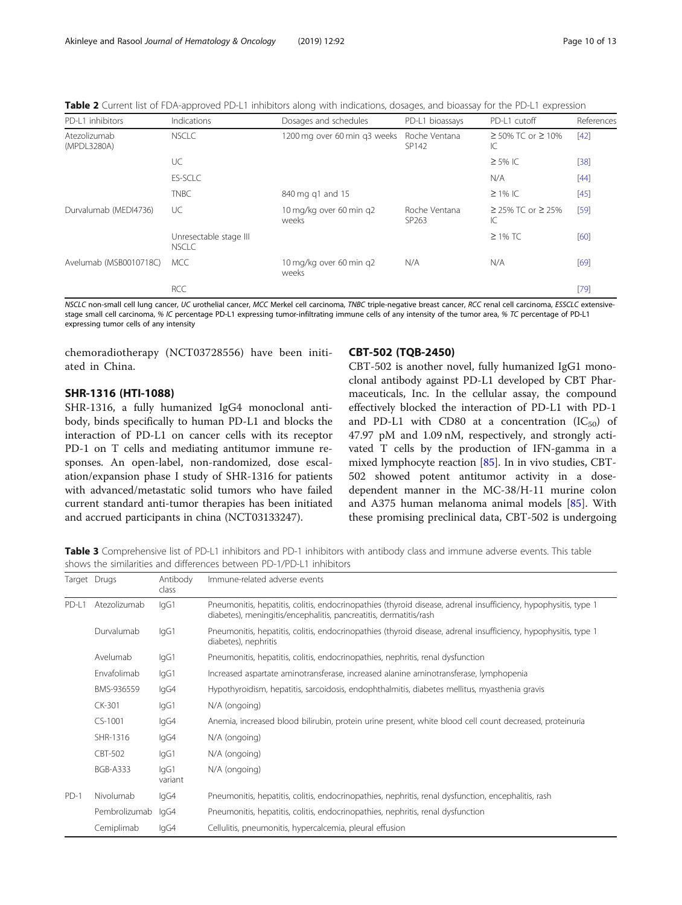**Table 2** Current list of FDA-approved PD-L1 inhibitors along with indications, dosages, and bioassay for the PD-L1 expression

| PD-L1 inhibitors | Indications | Dosages and schedules | PD-L1 bioassays | PD-L1 cutoff | References |
|---|---|---|---|---|---|
| Atezolizumab (MPDL3280A) | NSCLC | 1200 mg over 60 min q3 weeks | Roche Ventana SP142 | ≥ 50% TC or ≥ 10% IC | [42] |
| | UC | | | ≥ 5% IC | [38] |
| | ES-SCLC | | | N/A | [44] |
| | TNBC | 840 mg q1 and 15 | | ≥ 1% IC | [45] |
| Durvalumab (MEDI4736) | UC | 10 mg/kg over 60 min q2 weeks | Roche Ventana SP263 | ≥ 25% TC or ≥ 25% IC | [59] |
| | Unresectable stage III NSCLC | | | ≥ 1% TC | [60] |
| Avelumab (MSB0010718C) | MCC | 10 mg/kg over 60 min q2 weeks | N/A | N/A | [69] |
| | RCC | | | | [79] |

*NSCLC* non-small cell lung cancer, *UC* urothelial cancer, *MCC* Merkel cell carcinoma, *TNBC* triple-negative breast cancer, *RCC* renal cell carcinoma, *ESSCLC* extensive-stage small cell carcinoma, *% IC* percentage PD-L1 expressing tumor-infiltrating immune cells of any intensity of the tumor area, *% TC* percentage of PD-L1 expressing tumor cells of any intensity

chemoradiotherapy (NCT03728556) have been initiated in China.

## SHR-1316 (HTI-1088)

SHR-1316, a fully humanized IgG4 monoclonal antibody, binds specifically to human PD-L1 and blocks the interaction of PD-L1 on cancer cells with its receptor PD-1 on T cells and mediating antitumor immune responses. An open-label, non-randomized, dose escalation/expansion phase I study of SHR-1316 for patients with advanced/metastatic solid tumors who have failed current standard anti-tumor therapies has been initiated and accrued participants in china (NCT03133247).

## CBT-502 (TQB-2450)

CBT-502 is another novel, fully humanized IgG1 monoclonal antibody against PD-L1 developed by CBT Pharmaceuticals, Inc. In the cellular assay, the compound effectively blocked the interaction of PD-L1 with PD-1 and PD-L1 with CD80 at a concentration ($IC_{50}$) of 47.97 pM and 1.09 nM, respectively, and strongly activated T cells by the production of IFN-gamma in a mixed lymphocyte reaction [85]. In in vivo studies, CBT-502 showed potent antitumor activity in a dose-dependent manner in the MC-38/H-11 murine colon and A375 human melanoma animal models [85]. With these promising preclinical data, CBT-502 is undergoing

**Table 3** Comprehensive list of PD-L1 inhibitors and PD-1 inhibitors with antibody class and immune adverse events. This table shows the similarities and differences between PD-1/PD-L1 inhibitors

| Target | Drugs | Antibody class | Immune-related adverse events |
|---|---|---|---|
| PD-L1 | Atezolizumab | IgG1 | Pneumonitis, hepatitis, colitis, endocrinopathies (thyroid disease, adrenal insufficiency, hypophysitis, type 1 diabetes), meningitis/encephalitis, pancreatitis, dermatitis/rash |
| | Durvalumab | IgG1 | Pneumonitis, hepatitis, colitis, endocrinopathies (thyroid disease, adrenal insufficiency, hypophysitis, type 1 diabetes), nephritis |
| | Avelumab | IgG1 | Pneumonitis, hepatitis, colitis, endocrinopathies, nephritis, renal dysfunction |
| | Envafolimab | IgG1 | Increased aspartate aminotransferase, increased alanine aminotransferase, lymphopenia |
| | BMS-936559 | IgG4 | Hypothyroidism, hepatitis, sarcoidosis, endophthalmitis, diabetes mellitus, myasthenia gravis |
| | CK-301 | IgG1 | N/A (ongoing) |
| | CS-1001 | IgG4 | Anemia, increased blood bilirubin, protein urine present, white blood cell count decreased, proteinuria |
| | SHR-1316 | IgG4 | N/A (ongoing) |
| | CBT-502 | IgG1 | N/A (ongoing) |
| | BGB-A333 | IgG1 variant | N/A (ongoing) |
| PD-1 | Nivolumab | IgG4 | Pneumonitis, hepatitis, colitis, endocrinopathies, nephritis, renal dysfunction, encephalitis, rash |
| | Pembrolizumab | IgG4 | Pneumonitis, hepatitis, colitis, endocrinopathies, nephritis, renal dysfunction |
| | Cemiplimab | IgG4 | Cellulitis, pneumonitis, hypercalcemia, pleural effusion |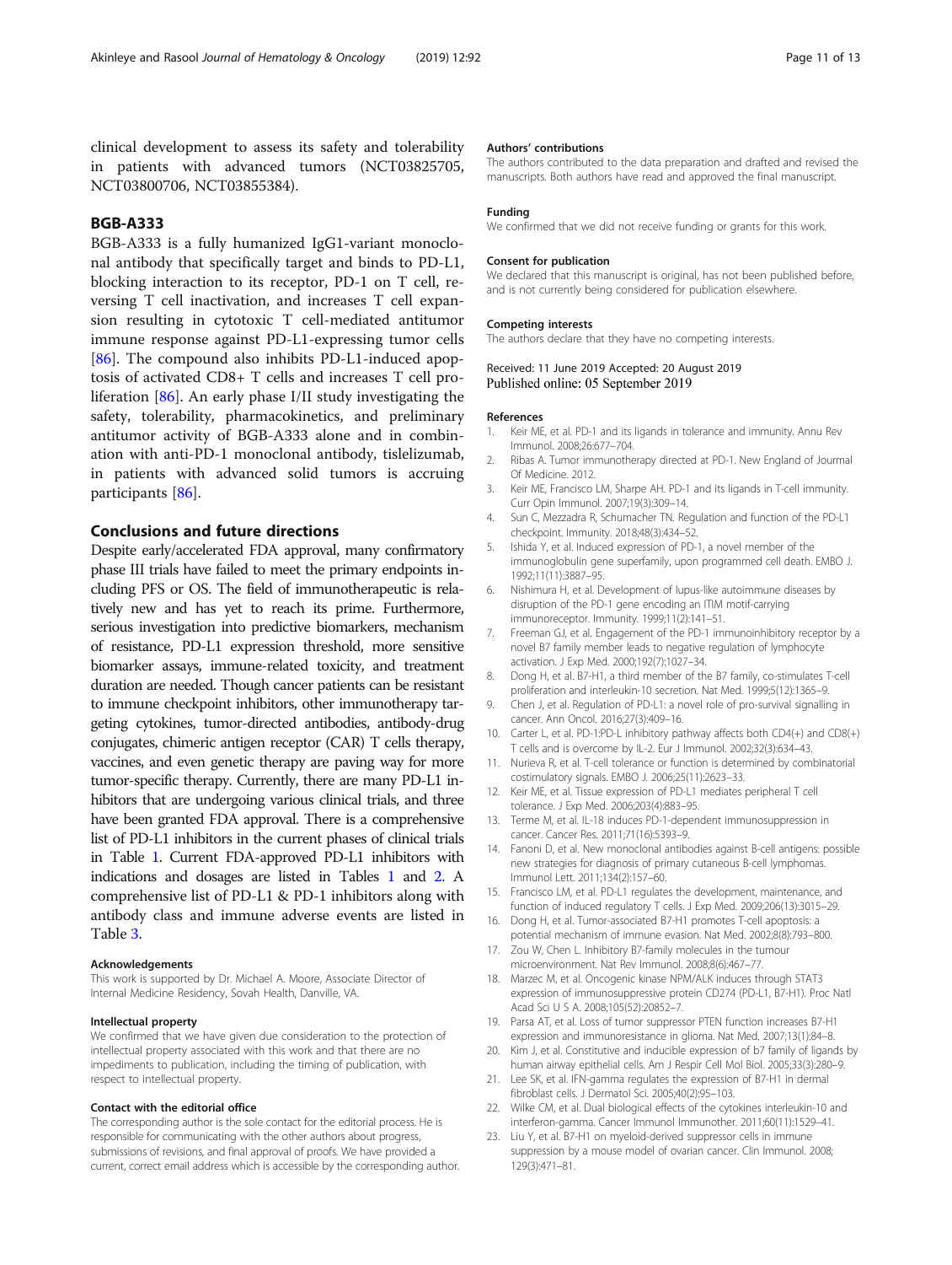clinical development to assess its safety and tolerability in patients with advanced tumors (NCT03825705, NCT03800706, NCT03855384).

## BGB-A333

BGB-A333 is a fully humanized IgG1-variant monoclonal antibody that specifically target and binds to PD-L1, blocking interaction to its receptor, PD-1 on T cell, reversing T cell inactivation, and increases T cell expansion resulting in cytotoxic T cell-mediated antitumor immune response against PD-L1-expressing tumor cells [86]. The compound also inhibits PD-L1-induced apoptosis of activated CD8+ T cells and increases T cell proliferation [86]. An early phase I/II study investigating the safety, tolerability, pharmacokinetics, and preliminary antitumor activity of BGB-A333 alone and in combination with anti-PD-1 monoclonal antibody, tislelizumab, in patients with advanced solid tumors is accruing participants [86].

## Conclusions and future directions

Despite early/accelerated FDA approval, many confirmatory phase III trials have failed to meet the primary endpoints including PFS or OS. The field of immunotherapeutic is relatively new and has yet to reach its prime. Furthermore, serious investigation into predictive biomarkers, mechanism of resistance, PD-L1 expression threshold, more sensitive biomarker assays, immune-related toxicity, and treatment duration are needed. Though cancer patients can be resistant to immune checkpoint inhibitors, other immunotherapy targeting cytokines, tumor-directed antibodies, antibody-drug conjugates, chimeric antigen receptor (CAR) T cells therapy, vaccines, and even genetic therapy are paving way for more tumor-specific therapy. Currently, there are many PD-L1 inhibitors that are undergoing various clinical trials, and three have been granted FDA approval. There is a comprehensive list of PD-L1 inhibitors in the current phases of clinical trials in Table 1. Current FDA-approved PD-L1 inhibitors with indications and dosages are listed in Tables 1 and 2. A comprehensive list of PD-L1 & PD-1 inhibitors along with antibody class and immune adverse events are listed in Table 3.

### Acknowledgements

This work is supported by Dr. Michael A. Moore, Associate Director of Internal Medicine Residency, Sovah Health, Danville, VA.

### Intellectual property

We confirmed that we have given due consideration to the protection of intellectual property associated with this work and that there are no impediments to publication, including the timing of publication, with respect to intellectual property.

### Contact with the editorial office

The corresponding author is the sole contact for the editorial process. He is responsible for communicating with the other authors about progress, submissions of revisions, and final approval of proofs. We have provided a current, correct email address which is accessible by the corresponding author.

### Authors' contributions

The authors contributed to the data preparation and drafted and revised the manuscripts. Both authors have read and approved the final manuscript.

### Funding

We confirmed that we did not receive funding or grants for this work.

### Consent for publication

We declared that this manuscript is original, has not been published before, and is not currently being considered for publication elsewhere.

### Competing interests

The authors declare that they have no competing interests.

Received: 11 June 2019 Accepted: 20 August 2019
Published online: 05 September 2019

### References

1. Keir ME, et al. PD-1 and its ligands in tolerance and immunity. Annu Rev Immunol. 2008;26:677–704.
2. Ribas A. Tumor immunotherapy directed at PD-1. New England of Jourmal Of Medicine. 2012.
3. Keir ME, Francisco LM, Sharpe AH. PD-1 and its ligands in T-cell immunity. Curr Opin Immunol. 2007;19(3):309–14.
4. Sun C, Mezzadra R, Schumacher TN. Regulation and function of the PD-L1 checkpoint. Immunity. 2018;48(3):434–52.
5. Ishida Y, et al. Induced expression of PD-1, a novel member of the immunoglobulin gene superfamily, upon programmed cell death. EMBO J. 1992;11(11):3887–95.
6. Nishimura H, et al. Development of lupus-like autoimmune diseases by disruption of the PD-1 gene encoding an ITIM motif-carrying immunoreceptor. Immunity. 1999;11(2):141–51.
7. Freeman GJ, et al. Engagement of the PD-1 immunoinhibitory receptor by a novel B7 family member leads to negative regulation of lymphocyte activation. J Exp Med. 2000;192(7):1027–34.
8. Dong H, et al. B7-H1, a third member of the B7 family, co-stimulates T-cell proliferation and interleukin-10 secretion. Nat Med. 1999;5(12):1365–9.
9. Chen J, et al. Regulation of PD-L1: a novel role of pro-survival signalling in cancer. Ann Oncol. 2016;27(3):409–16.
10. Carter L, et al. PD-1:PD-L inhibitory pathway affects both CD4(+) and CD8(+) T cells and is overcome by IL-2. Eur J Immunol. 2002;32(3):634–43.
11. Nurieva R, et al. T-cell tolerance or function is determined by combinatorial costimulatory signals. EMBO J. 2006;25(11):2623–33.
12. Keir ME, et al. Tissue expression of PD-L1 mediates peripheral T cell tolerance. J Exp Med. 2006;203(4):883–95.
13. Terme M, et al. IL-18 induces PD-1-dependent immunosuppression in cancer. Cancer Res. 2011;71(16):5393–9.
14. Fanoni D, et al. New monoclonal antibodies against B-cell antigens: possible new strategies for diagnosis of primary cutaneous B-cell lymphomas. Immunol Lett. 2011;134(2):157–60.
15. Francisco LM, et al. PD-L1 regulates the development, maintenance, and function of induced regulatory T cells. J Exp Med. 2009;206(13):3015–29.
16. Dong H, et al. Tumor-associated B7-H1 promotes T-cell apoptosis: a potential mechanism of immune evasion. Nat Med. 2002;8(8):793–800.
17. Zou W, Chen L. Inhibitory B7-family molecules in the tumour microenvironment. Nat Rev Immunol. 2008;8(6):467–77.
18. Marzec M, et al. Oncogenic kinase NPM/ALK induces through STAT3 expression of immunosuppressive protein CD274 (PD-L1, B7-H1). Proc Natl Acad Sci U S A. 2008;105(52):20852–7.
19. Parsa AT, et al. Loss of tumor suppressor PTEN function increases B7-H1 expression and immunoresistance in glioma. Nat Med. 2007;13(1):84–8.
20. Kim J, et al. Constitutive and inducible expression of b7 family of ligands by human airway epithelial cells. Am J Respir Cell Mol Biol. 2005;33(3):280–9.
21. Lee SK, et al. IFN-gamma regulates the expression of B7-H1 in dermal fibroblast cells. J Dermatol Sci. 2005;40(2):95–103.
22. Wilke CM, et al. Dual biological effects of the cytokines interleukin-10 and interferon-gamma. Cancer Immunol Immunother. 2011;60(11):1529–41.
23. Liu Y, et al. B7-H1 on myeloid-derived suppressor cells in immune suppression by a mouse model of ovarian cancer. Clin Immunol. 2008; 129(3):471–81.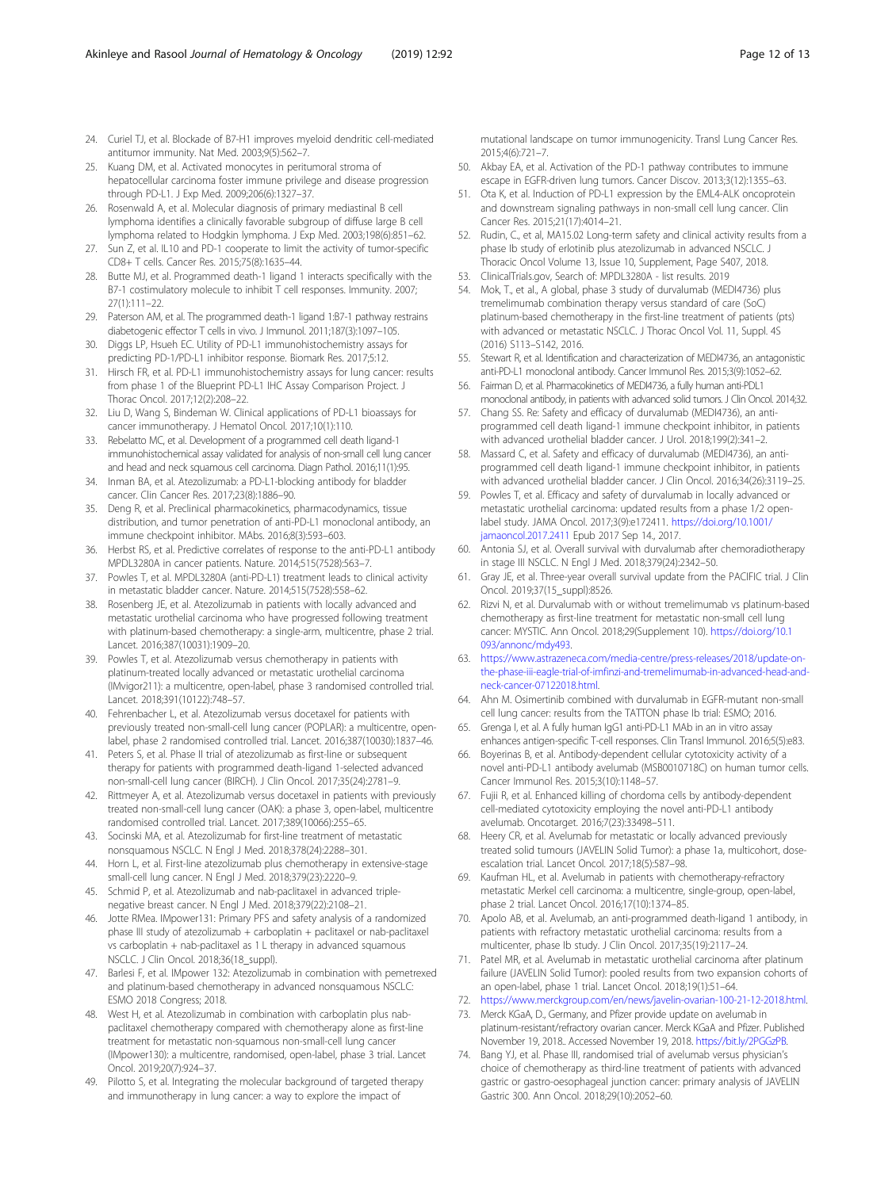24. Curiel TJ, et al. Blockade of B7-H1 improves myeloid dendritic cell-mediated antitumor immunity. Nat Med. 2003;9(5):562–7.
25. Kuang DM, et al. Activated monocytes in peritumoral stroma of hepatocellular carcinoma foster immune privilege and disease progression through PD-L1. J Exp Med. 2009;206(6):1327–37.
26. Rosenwald A, et al. Molecular diagnosis of primary mediastinal B cell lymphoma identifies a clinically favorable subgroup of diffuse large B cell lymphoma related to Hodgkin lymphoma. J Exp Med. 2003;198(6):851–62.
27. Sun Z, et al. IL10 and PD-1 cooperate to limit the activity of tumor-specific CD8+ T cells. Cancer Res. 2015;75(8):1635–44.
28. Butte MJ, et al. Programmed death-1 ligand 1 interacts specifically with the B7-1 costimulatory molecule to inhibit T cell responses. Immunity. 2007; 27(1):111–22.
29. Paterson AM, et al. The programmed death-1 ligand 1:B7-1 pathway restrains diabetogenic effector T cells in vivo. J Immunol. 2011;187(3):1097–105.
30. Diggs LP, Hsueh EC. Utility of PD-L1 immunohistochemistry assays for predicting PD-1/PD-L1 inhibitor response. Biomark Res. 2017;5:12.
31. Hirsch FR, et al. PD-L1 immunohistochemistry assays for lung cancer: results from phase 1 of the Blueprint PD-L1 IHC Assay Comparison Project. J Thorac Oncol. 2017;12(2):208–22.
32. Liu D, Wang S, Bindeman W. Clinical applications of PD-L1 bioassays for cancer immunotherapy. J Hematol Oncol. 2017;10(1):110.
33. Rebelatto MC, et al. Development of a programmed cell death ligand-1 immunohistochemical assay validated for analysis of non-small cell lung cancer and head and neck squamous cell carcinoma. Diagn Pathol. 2016;11(1):95.
34. Inman BA, et al. Atezolizumab: a PD-L1-blocking antibody for bladder cancer. Clin Cancer Res. 2017;23(8):1886–90.
35. Deng R, et al. Preclinical pharmacokinetics, pharmacodynamics, tissue distribution, and tumor penetration of anti-PD-L1 monoclonal antibody, an immune checkpoint inhibitor. MAbs. 2016;8(3):593–603.
36. Herbst RS, et al. Predictive correlates of response to the anti-PD-L1 antibody MPDL3280A in cancer patients. Nature. 2014;515(7528):563–7.
37. Powles T, et al. MPDL3280A (anti-PD-L1) treatment leads to clinical activity in metastatic bladder cancer. Nature. 2014;515(7528):558–62.
38. Rosenberg JE, et al. Atezolizumab in patients with locally advanced and metastatic urothelial carcinoma who have progressed following treatment with platinum-based chemotherapy: a single-arm, multicentre, phase 2 trial. Lancet. 2016;387(10031):1909–20.
39. Powles T, et al. Atezolizumab versus chemotherapy in patients with platinum-treated locally advanced or metastatic urothelial carcinoma (IMvigor211): a multicentre, open-label, phase 3 randomised controlled trial. Lancet. 2018;391(10122):748–57.
40. Fehrenbacher L, et al. Atezolizumab versus docetaxel for patients with previously treated non-small-cell lung cancer (POPLAR): a multicentre, open-label, phase 2 randomised controlled trial. Lancet. 2016;387(10030):1837–46.
41. Peters S, et al. Phase II trial of atezolizumab as first-line or subsequent therapy for patients with programmed death-ligand 1-selected advanced non-small-cell lung cancer (BIRCH). J Clin Oncol. 2017;35(24):2781–9.
42. Rittmeyer A, et al. Atezolizumab versus docetaxel in patients with previously treated non-small-cell lung cancer (OAK): a phase 3, open-label, multicentre randomised controlled trial. Lancet. 2017;389(10066):255–65.
43. Socinski MA, et al. Atezolizumab for first-line treatment of metastatic nonsquamous NSCLC. N Engl J Med. 2018;378(24):2288–301.
44. Horn L, et al. First-line atezolizumab plus chemotherapy in extensive-stage small-cell lung cancer. N Engl J Med. 2018;379(23):2220–9.
45. Schmid P, et al. Atezolizumab and nab-paclitaxel in advanced triple-negative breast cancer. N Engl J Med. 2018;379(22):2108–21.
46. Jotte RMea. IMpower131: Primary PFS and safety analysis of a randomized phase III study of atezolizumab + carboplatin + paclitaxel or nab-paclitaxel vs carboplatin + nab-paclitaxel as 1 L therapy in advanced squamous NSCLC. J Clin Oncol. 2018;36(18_suppl).
47. Barlesi F, et al. IMpower 132: Atezolizumab in combination with pemetrexed and platinum-based chemotherapy in advanced nonsquamous NSCLC: ESMO 2018 Congress; 2018.
48. West H, et al. Atezolizumab in combination with carboplatin plus nab-paclitaxel chemotherapy compared with chemotherapy alone as first-line treatment for metastatic non-squamous non-small-cell lung cancer (IMpower130): a multicentre, randomised, open-label, phase 3 trial. Lancet Oncol. 2019;20(7):924–37.
49. Pilotto S, et al. Integrating the molecular background of targeted therapy and immunotherapy in lung cancer: a way to explore the impact of mutational landscape on tumor immunogenicity. Transl Lung Cancer Res. 2015;4(6):721–7.
50. Akbay EA, et al. Activation of the PD-1 pathway contributes to immune escape in EGFR-driven lung tumors. Cancer Discov. 2013;3(12):1355–63.
51. Ota K, et al. Induction of PD-L1 expression by the EML4-ALK oncoprotein and downstream signaling pathways in non-small cell lung cancer. Clin Cancer Res. 2015;21(17):4014–21.
52. Rudin, C., et al, MA15.02 Long-term safety and clinical activity results from a phase Ib study of erlotinib plus atezolizumab in advanced NSCLC. J Thoracic Oncol Volume 13, Issue 10, Supplement, Page S407, 2018.
53. ClinicalTrials.gov, Search of: MPDL3280A - list results. 2019
54. Mok, T., et al., A global, phase 3 study of durvalumab (MEDI4736) plus tremelimumab combination therapy versus standard of care (SoC) platinum-based chemotherapy in the first-line treatment of patients (pts) with advanced or metastatic NSCLC. J Thorac Oncol Vol. 11, Suppl. 4S (2016) S113–S142, 2016.
55. Stewart R, et al. Identification and characterization of MEDI4736, an antagonistic anti-PD-L1 monoclonal antibody. Cancer Immunol Res. 2015;3(9):1052–62.
56. Fairman D, et al. Pharmacokinetics of MEDI4736, a fully human anti-PDL1 monoclonal antibody, in patients with advanced solid tumors. J Clin Oncol. 2014;32.
57. Chang SS. Re: Safety and efficacy of durvalumab (MEDI4736), an anti-programmed cell death ligand-1 immune checkpoint inhibitor, in patients with advanced urothelial bladder cancer. J Urol. 2018;199(2):341–2.
58. Massard C, et al. Safety and efficacy of durvalumab (MEDI4736), an anti-programmed cell death ligand-1 immune checkpoint inhibitor, in patients with advanced urothelial bladder cancer. J Clin Oncol. 2016;34(26):3119–25.
59. Powles T, et al. Efficacy and safety of durvalumab in locally advanced or metastatic urothelial carcinoma: updated results from a phase 1/2 open-label study. JAMA Oncol. 2017;3(9):e172411. https://doi.org/10.1001/jamaoncol.2017.2411 Epub 2017 Sep 14., 2017.
60. Antonia SJ, et al. Overall survival with durvalumab after chemoradiotherapy in stage III NSCLC. N Engl J Med. 2018;379(24):2342–50.
61. Gray JE, et al. Three-year overall survival update from the PACIFIC trial. J Clin Oncol. 2019;37(15_suppl):8526.
62. Rizvi N, et al. Durvalumab with or without tremelimumab vs platinum-based chemotherapy as first-line treatment for metastatic non-small cell lung cancer: MYSTIC. Ann Oncol. 2018;29(Supplement 10). https://doi.org/10.1093/annonc/mdy493.
63. https://www.astrazeneca.com/media-centre/press-releases/2018/update-on-the-phase-iii-eagle-trial-of-imfinzi-and-tremelimumab-in-advanced-head-and-neck-cancer-07122018.html.
64. Ahn M. Osimertinib combined with durvalumab in EGFR-mutant non-small cell lung cancer: results from the TATTON phase Ib trial: ESMO; 2016.
65. Grenga I, et al. A fully human IgG1 anti-PD-L1 MAb in an in vitro assay enhances antigen-specific T-cell responses. Clin Transl Immunol. 2016;5(5):e83.
66. Boyerinas B, et al. Antibody-dependent cellular cytotoxicity activity of a novel anti-PD-L1 antibody avelumab (MSB0010718C) on human tumor cells. Cancer Immunol Res. 2015;3(10):1148–57.
67. Fujii R, et al. Enhanced killing of chordoma cells by antibody-dependent cell-mediated cytotoxicity employing the novel anti-PD-L1 antibody avelumab. Oncotarget. 2016;7(23):33498–511.
68. Heery CR, et al. Avelumab for metastatic or locally advanced previously treated solid tumours (JAVELIN Solid Tumor): a phase 1a, multicohort, dose-escalation trial. Lancet Oncol. 2017;18(5):587–98.
69. Kaufman HL, et al. Avelumab in patients with chemotherapy-refractory metastatic Merkel cell carcinoma: a multicentre, single-group, open-label, phase 2 trial. Lancet Oncol. 2016;17(10):1374–85.
70. Apolo AB, et al. Avelumab, an anti-programmed death-ligand 1 antibody, in patients with refractory metastatic urothelial carcinoma: results from a multicenter, phase Ib study. J Clin Oncol. 2017;35(19):2117–24.
71. Patel MR, et al. Avelumab in metastatic urothelial carcinoma after platinum failure (JAVELIN Solid Tumor): pooled results from two expansion cohorts of an open-label, phase 1 trial. Lancet Oncol. 2018;19(1):51–64.
72. https://www.merckgroup.com/en/news/javelin-ovarian-100-21-12-2018.html.
73. Merck KGaA, D., Germany, and Pfizer provide update on avelumab in platinum-resistant/refractory ovarian cancer. Merck KGaA and Pfizer. Published November 19, 2018.. Accessed November 19, 2018. https://bit.ly/2PGGzPB.
74. Bang YJ, et al. Phase III, randomised trial of avelumab versus physician's choice of chemotherapy as third-line treatment of patients with advanced gastric or gastro-oesophageal junction cancer: primary analysis of JAVELIN Gastric 300. Ann Oncol. 2018;29(10):2052–60.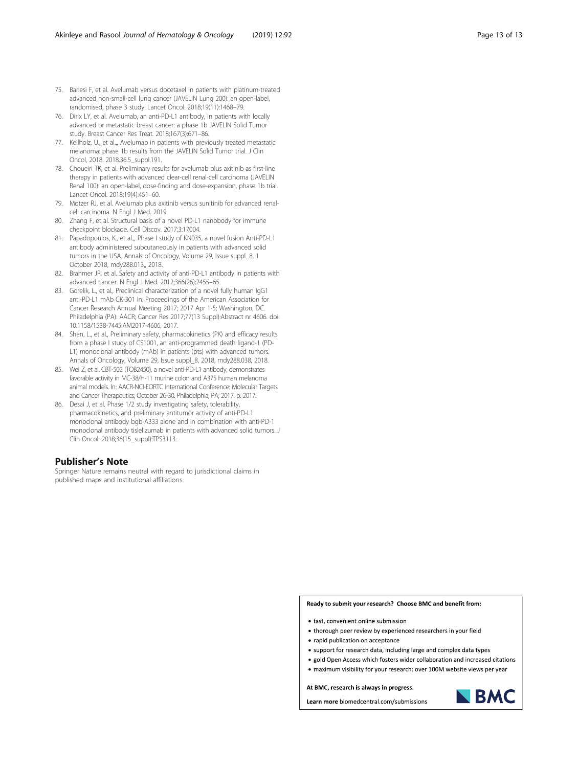75. Barlesi F, et al. Avelumab versus docetaxel in patients with platinum-treated advanced non-small-cell lung cancer (JAVELIN Lung 200): an open-label, randomised, phase 3 study. Lancet Oncol. 2018;19(11):1468–79.
76. Dirix LY, et al. Avelumab, an anti-PD-L1 antibody, in patients with locally advanced or metastatic breast cancer: a phase 1b JAVELIN Solid Tumor study. Breast Cancer Res Treat. 2018;167(3):671–86.
77. Keilholz, U., et al.,, Avelumab in patients with previously treated metastatic melanoma: phase 1b results from the JAVELIN Solid Tumor trial. J Clin Oncol, 2018. 2018.36.5_suppl.191.
78. Choueiri TK, et al. Preliminary results for avelumab plus axitinib as first-line therapy in patients with advanced clear-cell renal-cell carcinoma (JAVELIN Renal 100): an open-label, dose-finding and dose-expansion, phase 1b trial. Lancet Oncol. 2018;19(4):451–60.
79. Motzer RJ, et al. Avelumab plus axitinib versus sunitinib for advanced renal-cell carcinoma. N Engl J Med. 2019.
80. Zhang F, et al. Structural basis of a novel PD-L1 nanobody for immune checkpoint blockade. Cell Discov. 2017;3:17004.
81. Papadopoulos, K., et al.,, Phase I study of KN035, a novel fusion Anti-PD-L1 antibody administered subcutaneously in patients with advanced solid tumors in the USA. Annals of Oncology, Volume 29, Issue suppl_8, 1 October 2018, mdy288.013,, 2018.
82. Brahmer JR, et al. Safety and activity of anti-PD-L1 antibody in patients with advanced cancer. N Engl J Med. 2012;366(26):2455–65.
83. Gorelik, L., et al., Preclinical characterization of a novel fully human IgG1 anti-PD-L1 mAb CK-301 In: Proceedings of the American Association for Cancer Research Annual Meeting 2017; 2017 Apr 1-5; Washington, DC. Philadelphia (PA): AACR; Cancer Res 2017;77(13 Suppl):Abstract nr 4606. doi: 10.1158/1538-7445.AM2017-4606, 2017.
84. Shen, L., et al., Preliminary safety, pharmacokinetics (PK) and efficacy results from a phase I study of CS1001, an anti-programmed death ligand-1 (PD-L1) monoclonal antibody (mAb) in patients (pts) with advanced tumors. Annals of Oncology, Volume 29, Issue suppl_8, 2018, mdy288.038, 2018.
85. Wei Z, et al. CBT-502 (TQB2450), a novel anti-PD-L1 antibody, demonstrates favorable activity in MC-38/H-11 murine colon and A375 human melanoma animal models. In: AACR-NCI-EORTC International Conference: Molecular Targets and Cancer Therapeutics; October 26-30. Philadelphia, PA; 2017. p. 2017.
86. Desai J, et al. Phase 1/2 study investigating safety, tolerability, pharmacokinetics, and preliminary antitumor activity of anti-PD-L1 monoclonal antibody bgb-A333 alone and in combination with anti-PD-1 monoclonal antibody tislelizumab in patients with advanced solid tumors. J Clin Oncol. 2018;36(15_suppl):TPS3113.

## Publisher's Note

Springer Nature remains neutral with regard to jurisdictional claims in published maps and institutional affiliations.

**Ready to submit your research? Choose BMC and benefit from:**

- fast, convenient online submission
- thorough peer review by experienced researchers in your field
- rapid publication on acceptance
- support for research data, including large and complex data types
- gold Open Access which fosters wider collaboration and increased citations
- maximum visibility for your research: over 100M website views per year

**At BMC, research is always in progress.**

**Learn more** biomedcentral.com/submissions

BMC